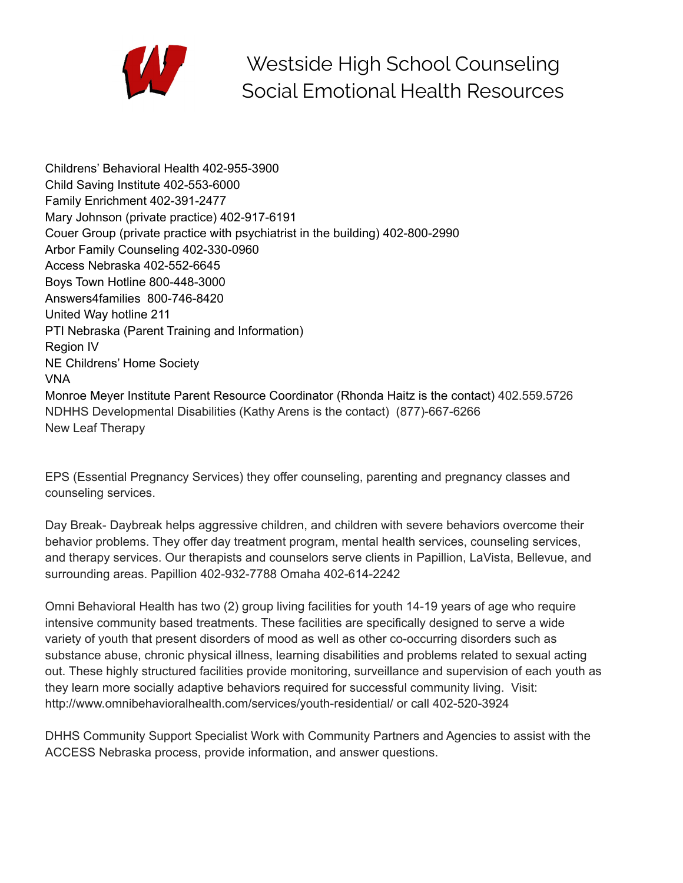# Westside High School Counseling Social Emotional Health Resources

Childrens' Behavioral Health 402-955-3900
Child Saving Institute 402-553-6000
Family Enrichment 402-391-2477
Mary Johnson (private practice) 402-917-6191
Couer Group (private practice with psychiatrist in the building) 402-800-2990
Arbor Family Counseling 402-330-0960
Access Nebraska 402-552-6645
Boys Town Hotline 800-448-3000
Answers4families 800-746-8420
United Way hotline 211
PTI Nebraska (Parent Training and Information)
Region IV
NE Childrens' Home Society
VNA
Monroe Meyer Institute Parent Resource Coordinator (Rhonda Haitz is the contact) 402.559.5726
NDHHS Developmental Disabilities (Kathy Arens is the contact) (877)-667-6266
New Leaf Therapy

EPS (Essential Pregnancy Services) they offer counseling, parenting and pregnancy classes and counseling services.

Day Break- Daybreak helps aggressive children, and children with severe behaviors overcome their behavior problems. They offer day treatment program, mental health services, counseling services, and therapy services. Our therapists and counselors serve clients in Papillion, LaVista, Bellevue, and surrounding areas. Papillion 402-932-7788 Omaha 402-614-2242

Omni Behavioral Health has two (2) group living facilities for youth 14-19 years of age who require intensive community based treatments. These facilities are specifically designed to serve a wide variety of youth that present disorders of mood as well as other co-occurring disorders such as substance abuse, chronic physical illness, learning disabilities and problems related to sexual acting out. These highly structured facilities provide monitoring, surveillance and supervision of each youth as they learn more socially adaptive behaviors required for successful community living. Visit: http://www.omnibehavioralhealth.com/services/youth-residential/ or call 402-520-3924

DHHS Community Support Specialist Work with Community Partners and Agencies to assist with the ACCESS Nebraska process, provide information, and answer questions.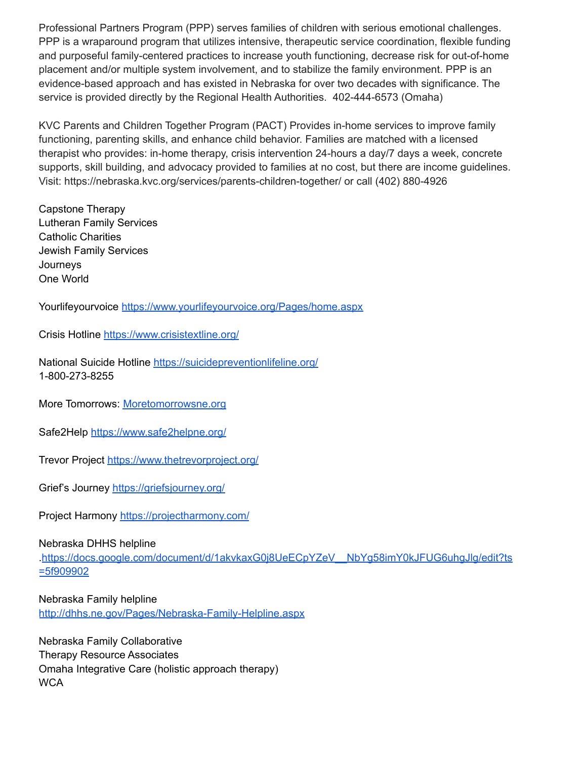Professional Partners Program (PPP) serves families of children with serious emotional challenges. PPP is a wraparound program that utilizes intensive, therapeutic service coordination, flexible funding and purposeful family-centered practices to increase youth functioning, decrease risk for out-of-home placement and/or multiple system involvement, and to stabilize the family environment. PPP is an evidence-based approach and has existed in Nebraska for over two decades with significance. The service is provided directly by the Regional Health Authorities. 402-444-6573 (Omaha)

KVC Parents and Children Together Program (PACT) Provides in-home services to improve family functioning, parenting skills, and enhance child behavior. Families are matched with a licensed therapist who provides: in-home therapy, crisis intervention 24-hours a day/7 days a week, concrete supports, skill building, and advocacy provided to families at no cost, but there are income guidelines. Visit: https://nebraska.kvc.org/services/parents-children-together/ or call (402) 880-4926

Capstone Therapy
Lutheran Family Services
Catholic Charities
Jewish Family Services
Journeys
One World

Yourlifeyourvoice https://www.yourlifeyourvoice.org/Pages/home.aspx

Crisis Hotline https://www.crisistextline.org/

National Suicide Hotline https://suicidepreventionlifeline.org/
1-800-273-8255

More Tomorrows: Moretomorrowsne.org

Safe2Help https://www.safe2helpne.org/

Trevor Project https://www.thetrevorproject.org/

Grief's Journey https://griefsjourney.org/

Project Harmony https://projectharmony.com/

Nebraska DHHS helpline
.https://docs.google.com/document/d/1akvkaxG0j8UeECpYZeV__NbYg58imY0kJFUG6uhgJlg/edit?ts=5f909902

Nebraska Family helpline
http://dhhs.ne.gov/Pages/Nebraska-Family-Helpline.aspx

Nebraska Family Collaborative
Therapy Resource Associates
Omaha Integrative Care (holistic approach therapy)
WCA